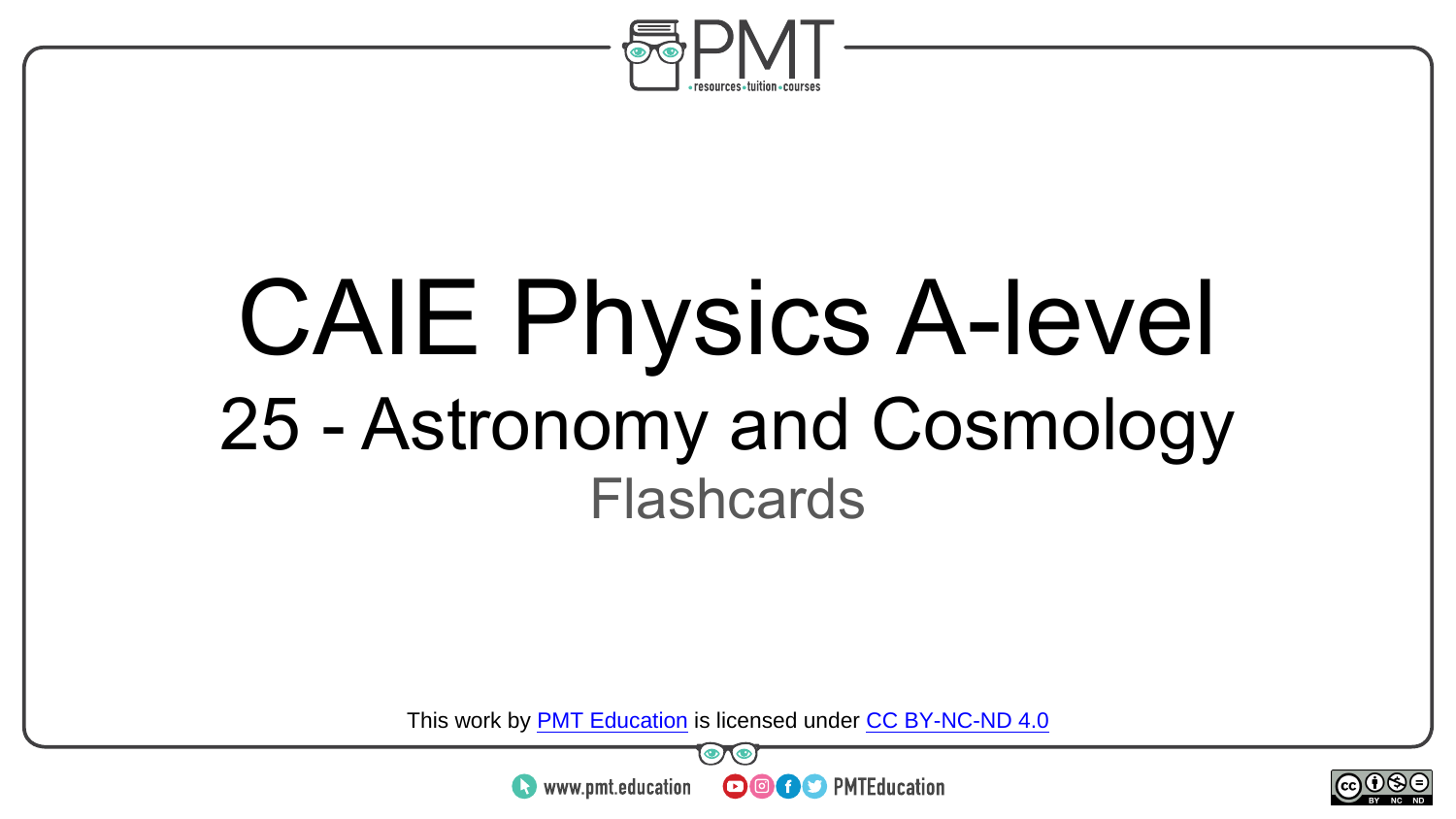# CAIE Physics A-level

## 25 - Astronomy and Cosmology

### Flashcards

This work by PMT Education is licensed under CC BY-NC-ND 4.0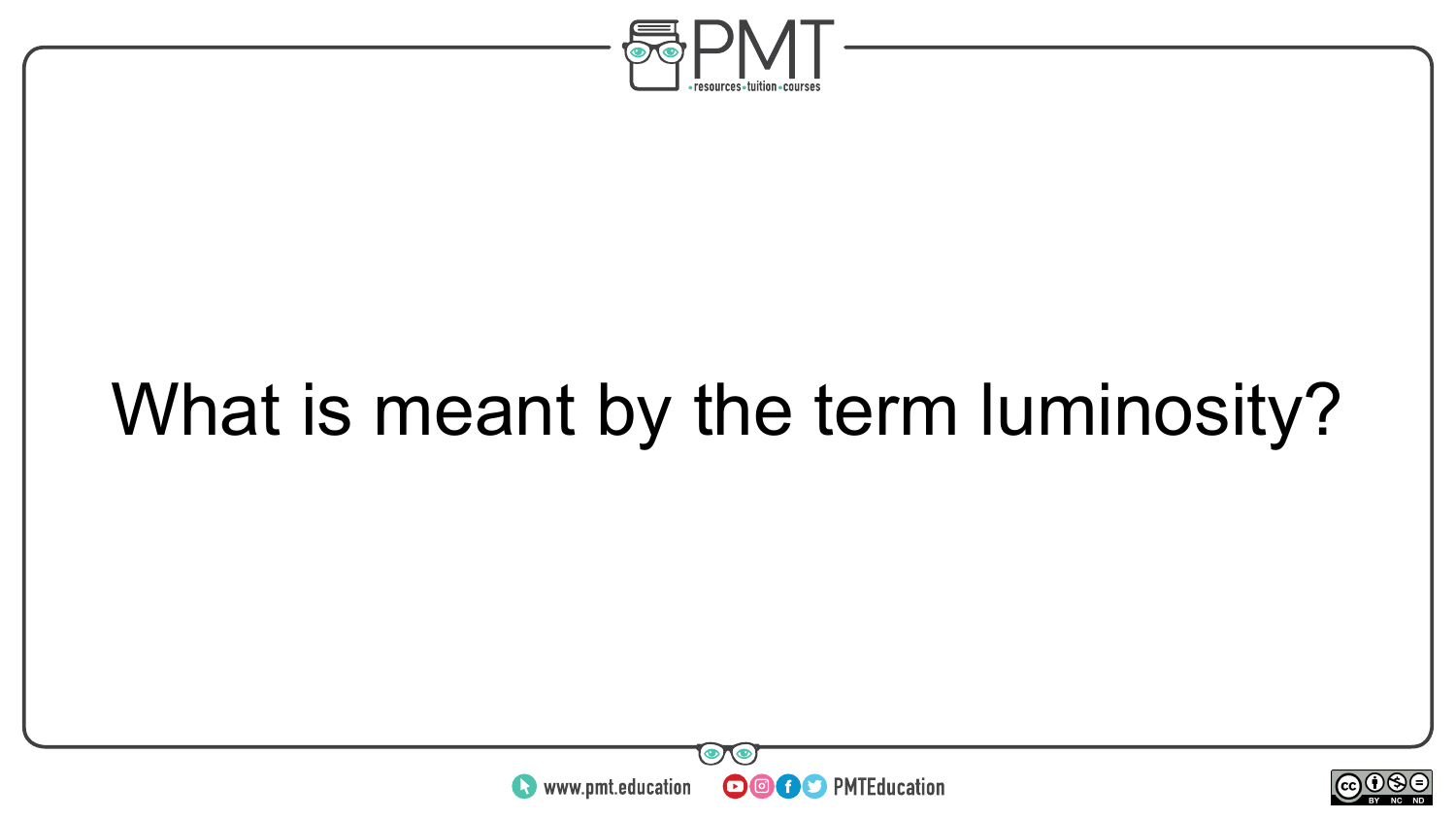What is meant by the term luminosity?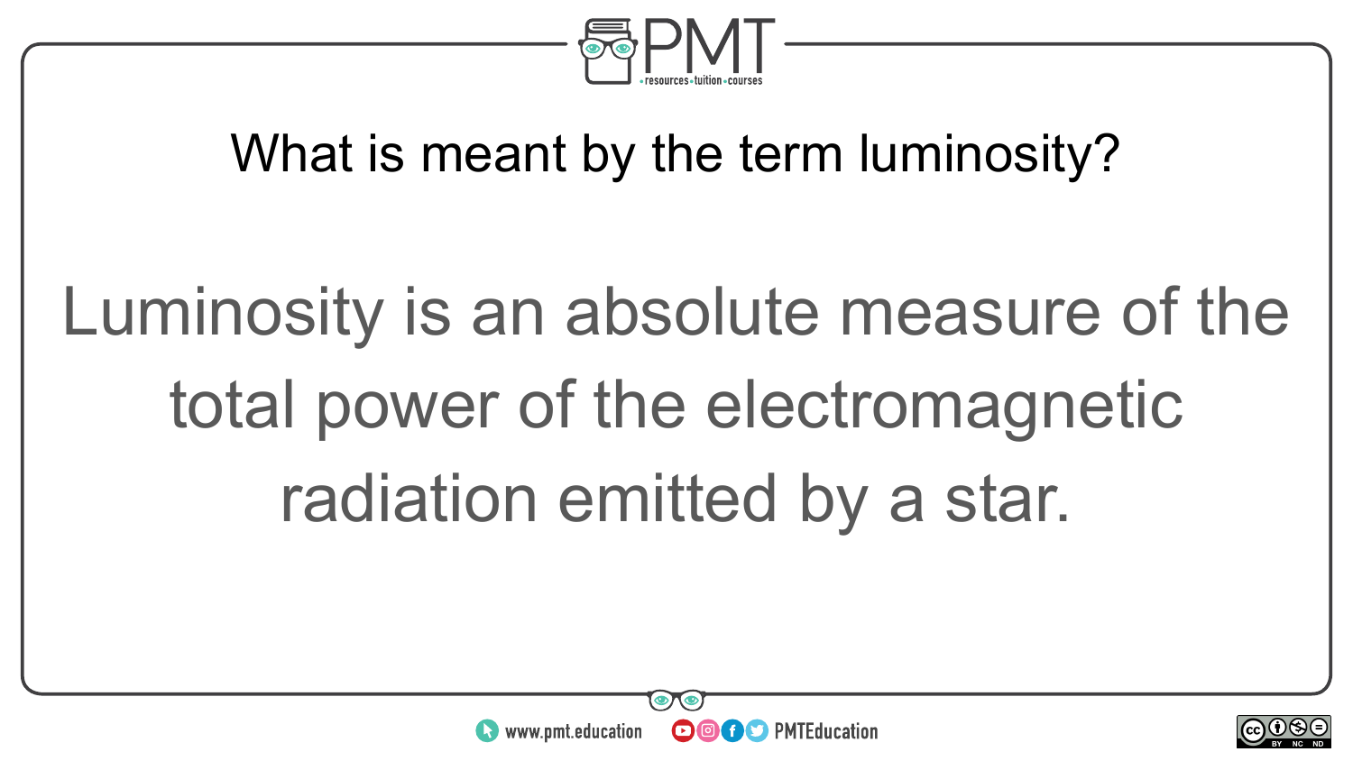What is meant by the term luminosity?

Luminosity is an absolute measure of the total power of the electromagnetic radiation emitted by a star.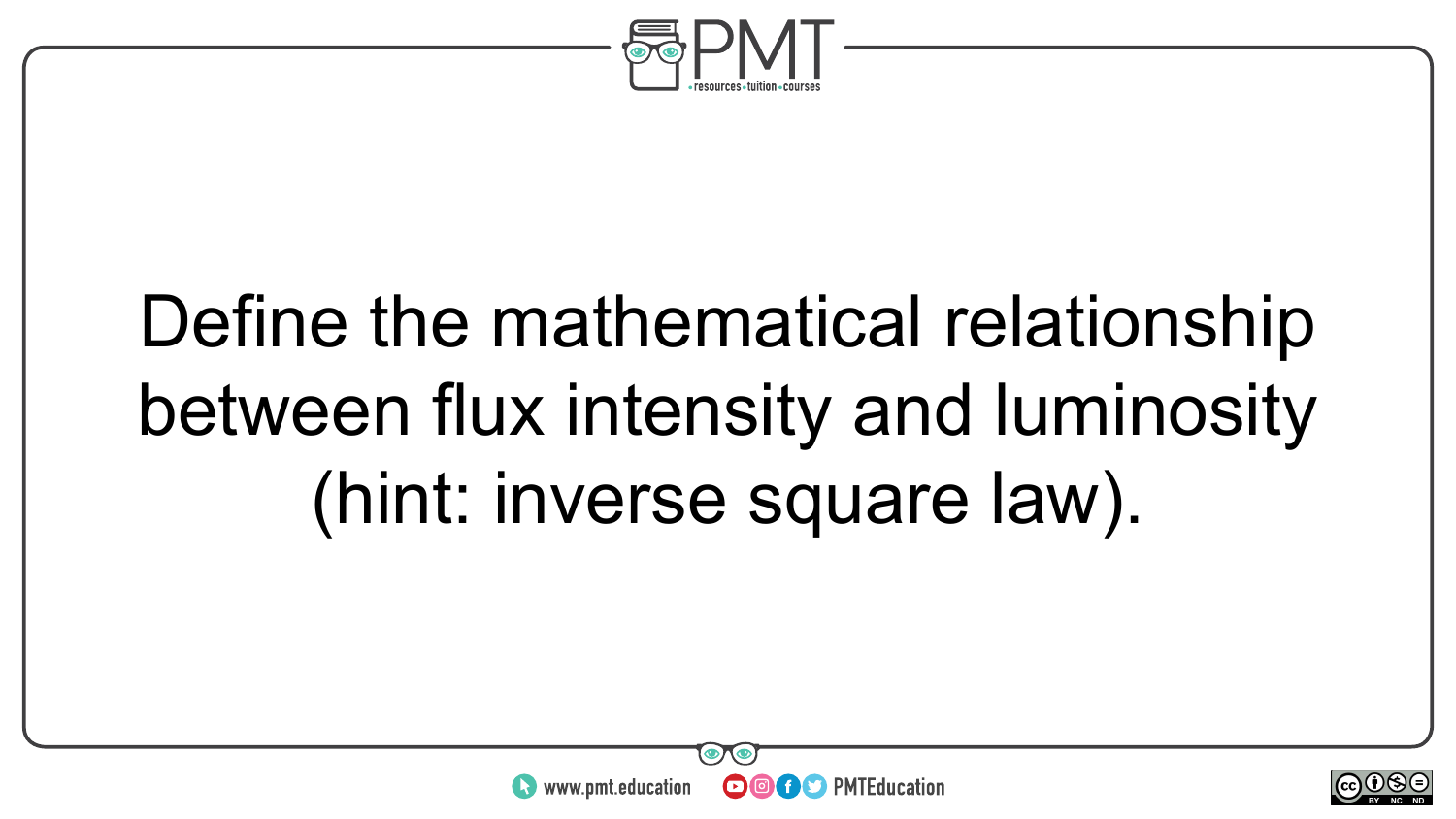Define the mathematical relationship between flux intensity and luminosity (hint: inverse square law).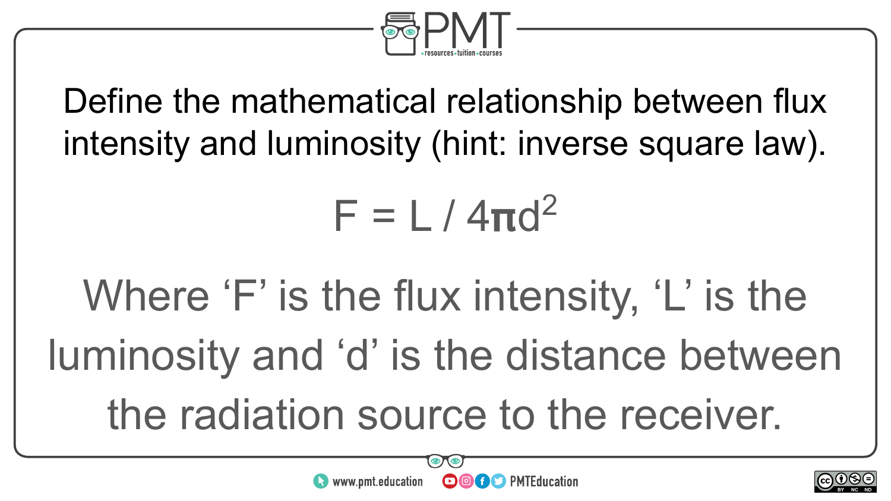Define the mathematical relationship between flux intensity and luminosity (hint: inverse square law).

$$F = L / 4\pi d^2$$

Where ‘F’ is the flux intensity, ‘L’ is the luminosity and ‘d’ is the distance between the radiation source to the receiver.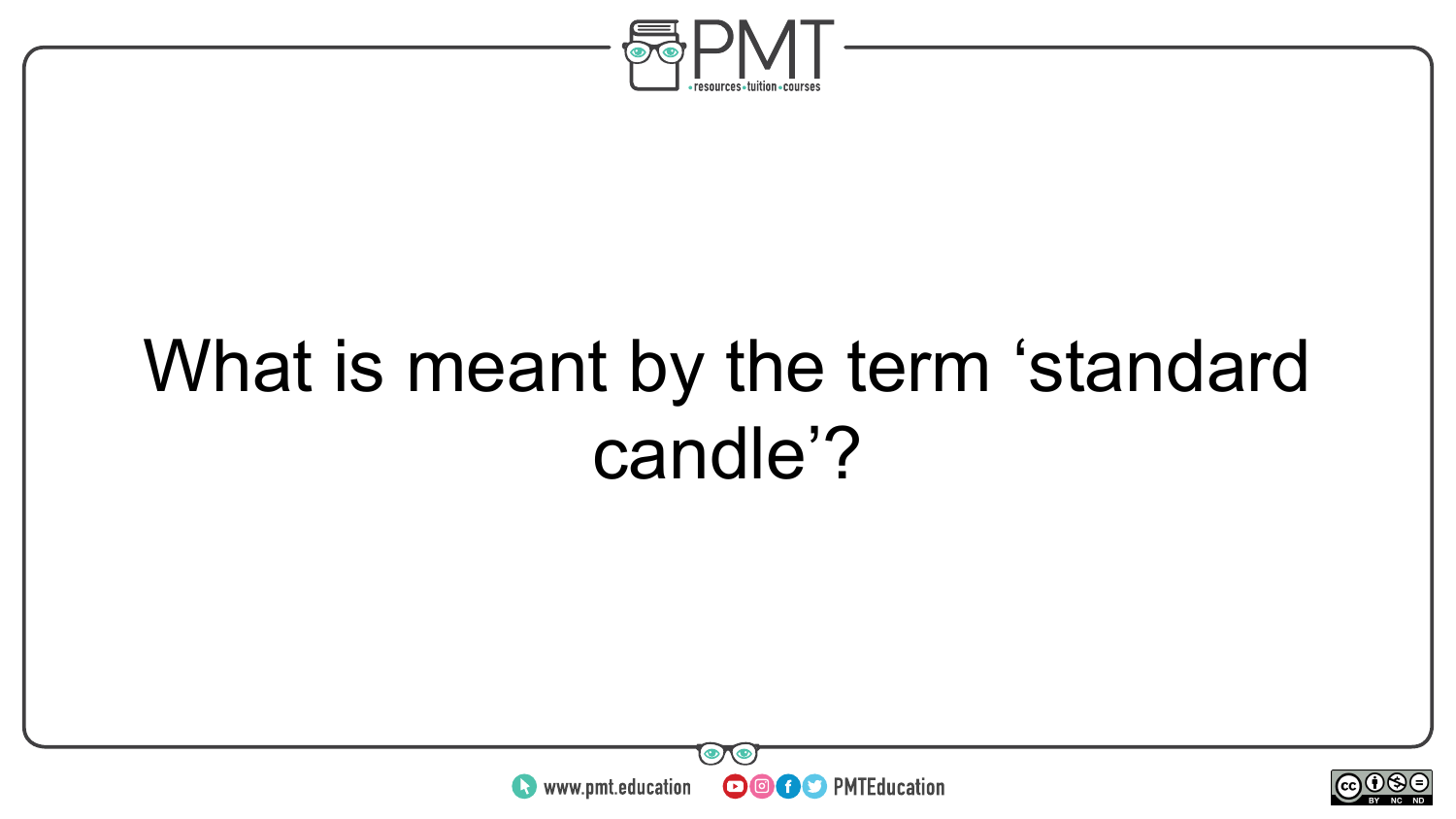What is meant by the term ‘standard candle’?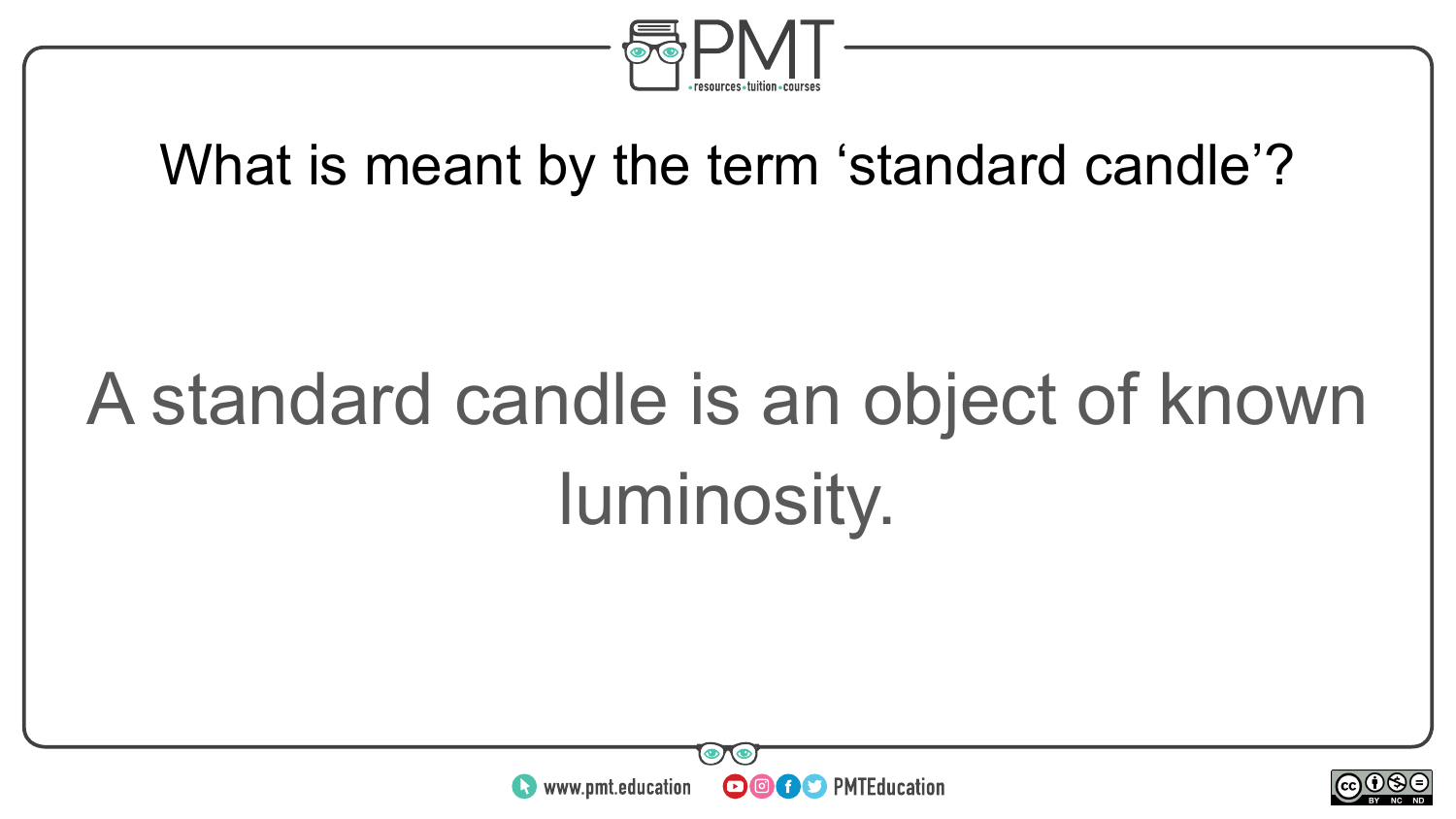What is meant by the term ‘standard candle’?

A standard candle is an object of known luminosity.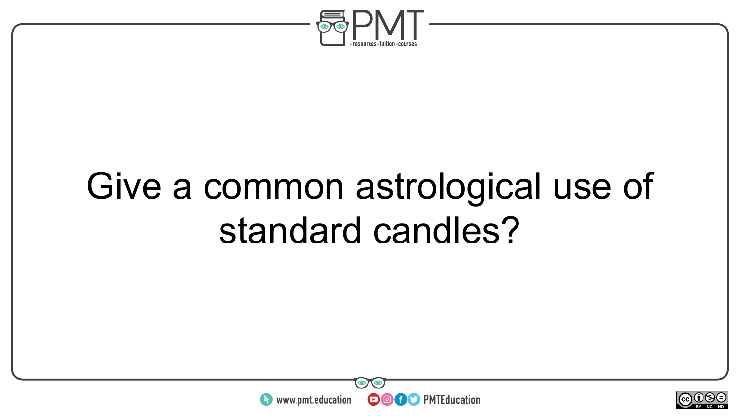Give a common astrological use of standard candles?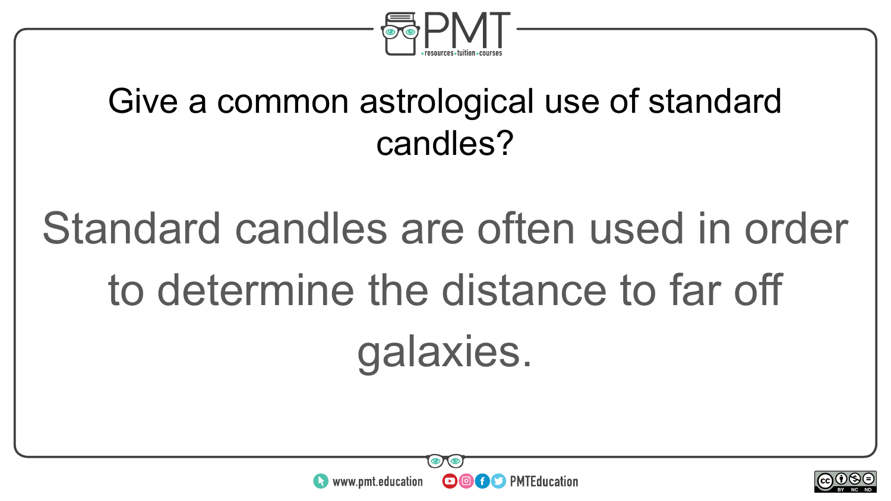Give a common astrological use of standard candles?

Standard candles are often used in order to determine the distance to far off galaxies.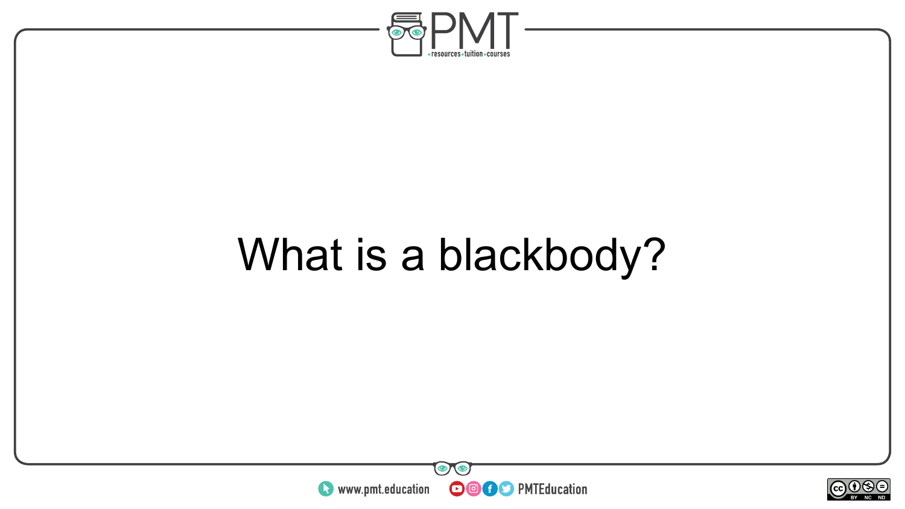What is a blackbody?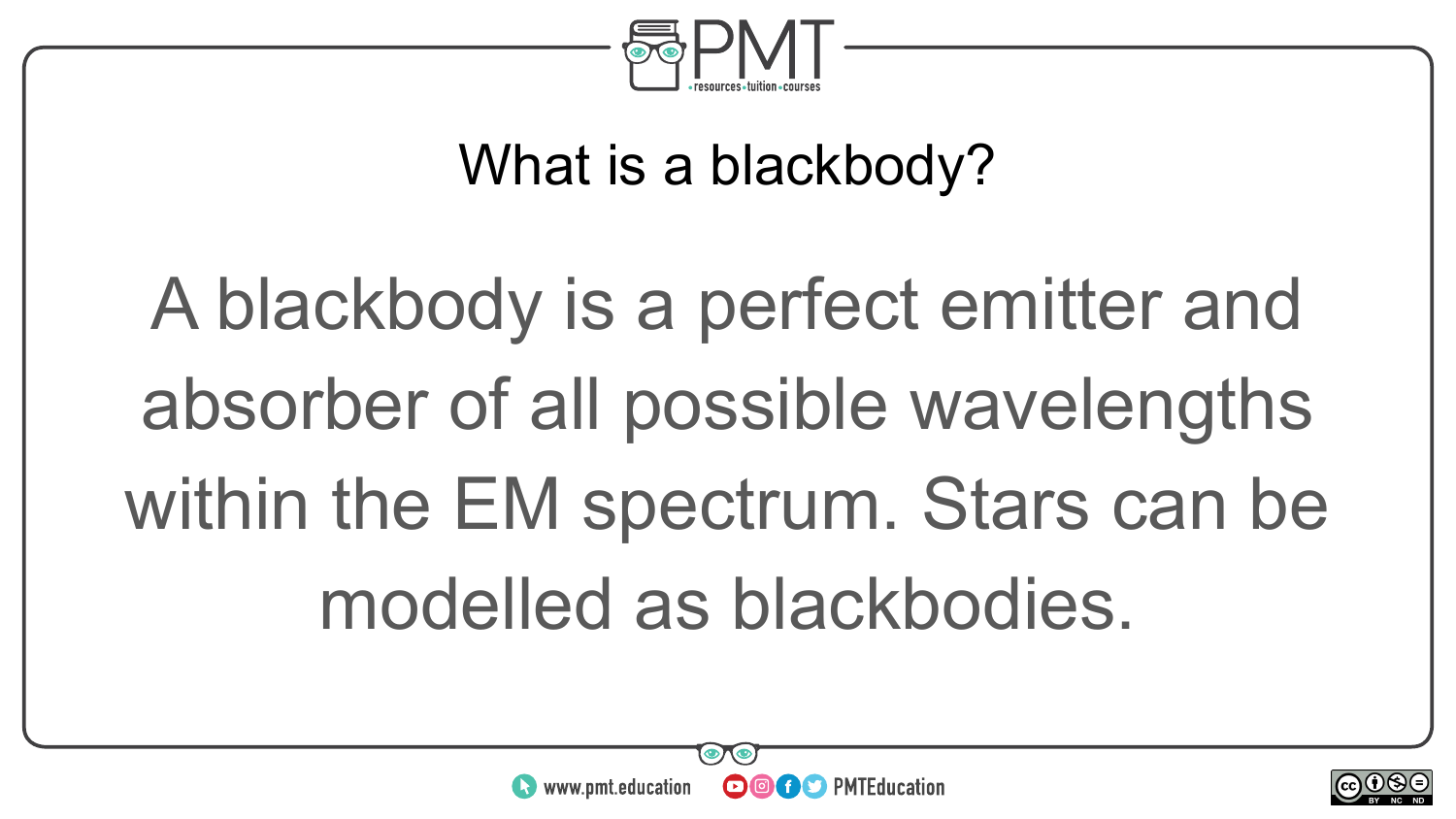## What is a blackbody?

A blackbody is a perfect emitter and absorber of all possible wavelengths within the EM spectrum. Stars can be modelled as blackbodies.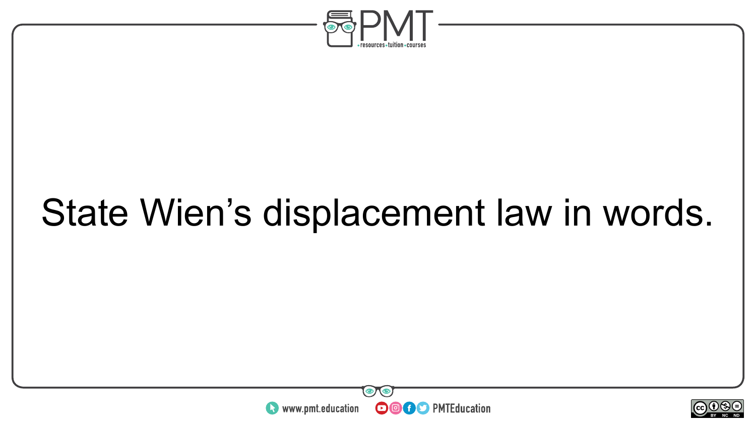State Wien’s displacement law in words.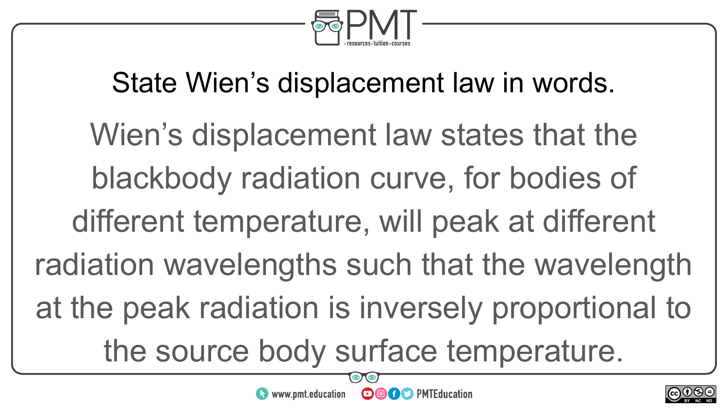State Wien's displacement law in words.

Wien's displacement law states that the blackbody radiation curve, for bodies of different temperature, will peak at different radiation wavelengths such that the wavelength at the peak radiation is inversely proportional to the source body surface temperature.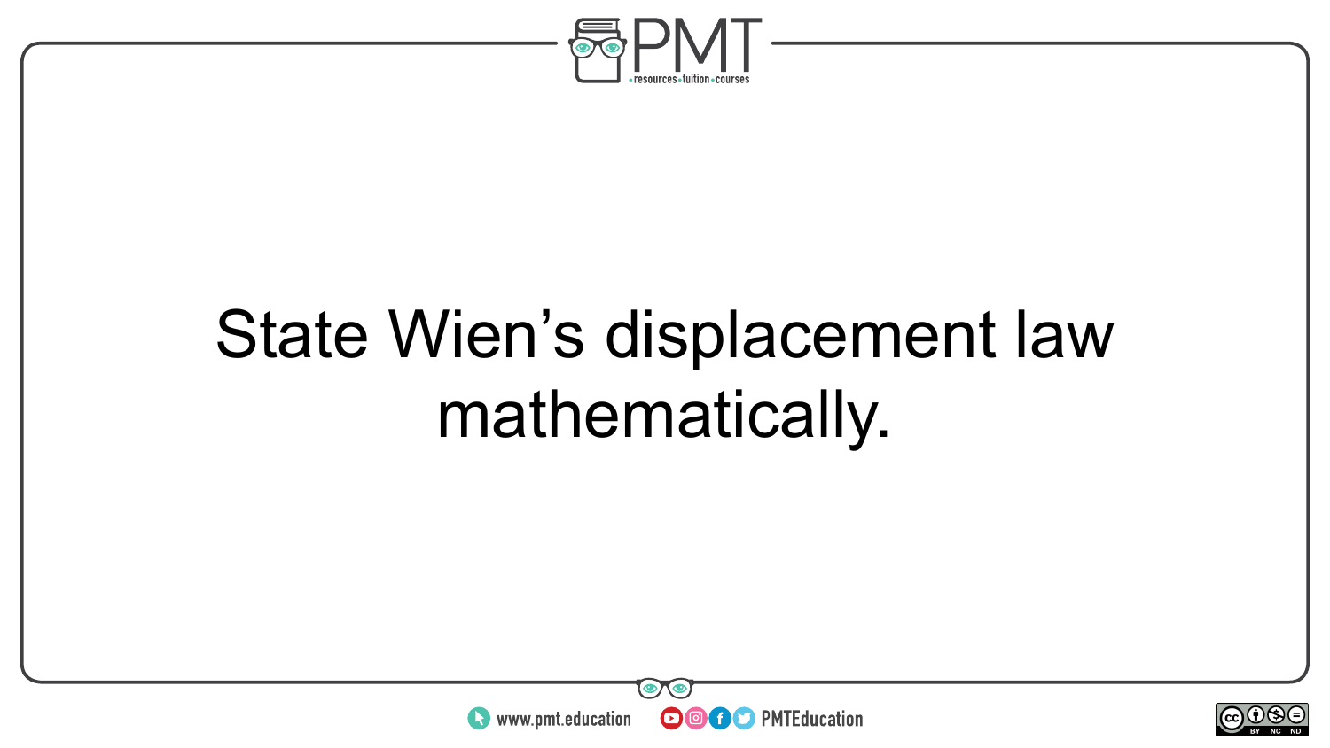State Wien's displacement law mathematically.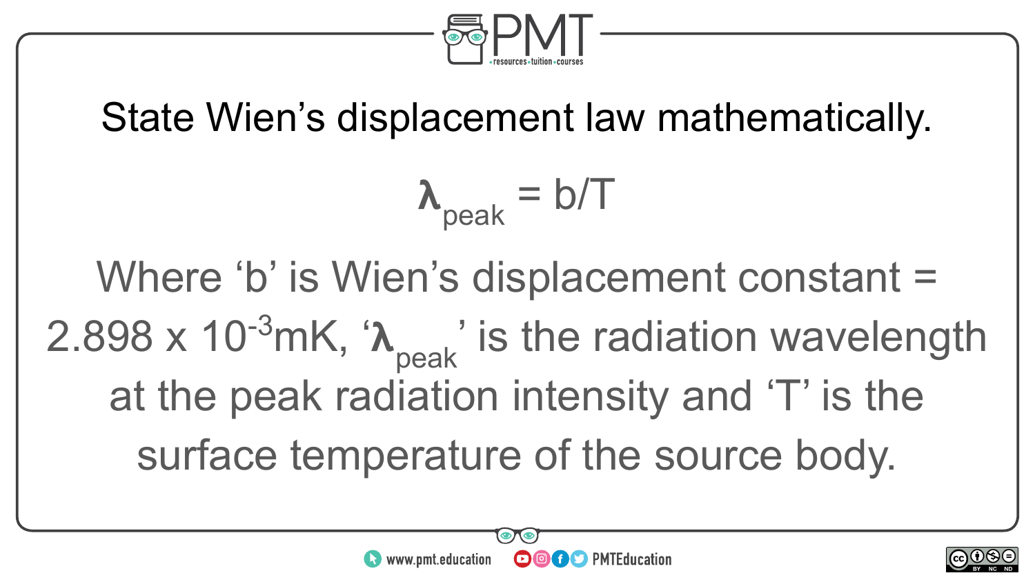State Wien's displacement law mathematically.

$$\lambda_{peak} = b/T$$

Where 'b' is Wien's displacement constant = $2.898 \times 10^{-3}$mK, '$\lambda_{peak}$' is the radiation wavelength at the peak radiation intensity and 'T' is the surface temperature of the source body.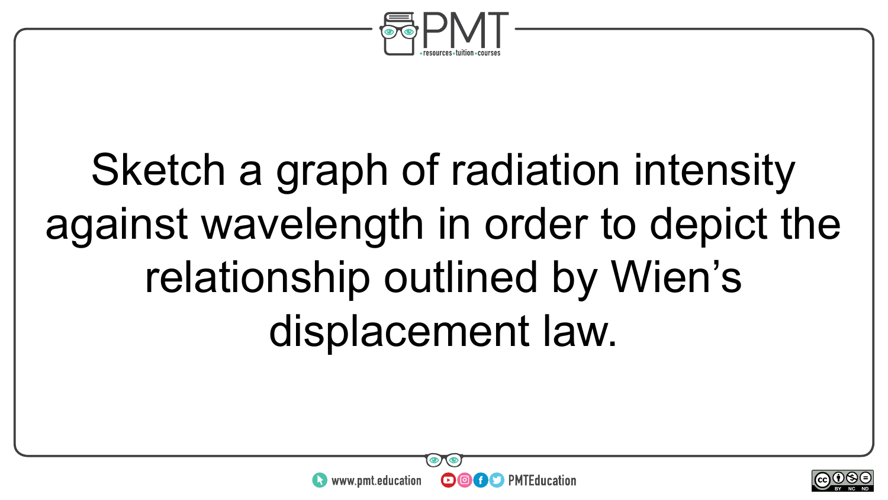Sketch a graph of radiation intensity against wavelength in order to depict the relationship outlined by Wien's displacement law.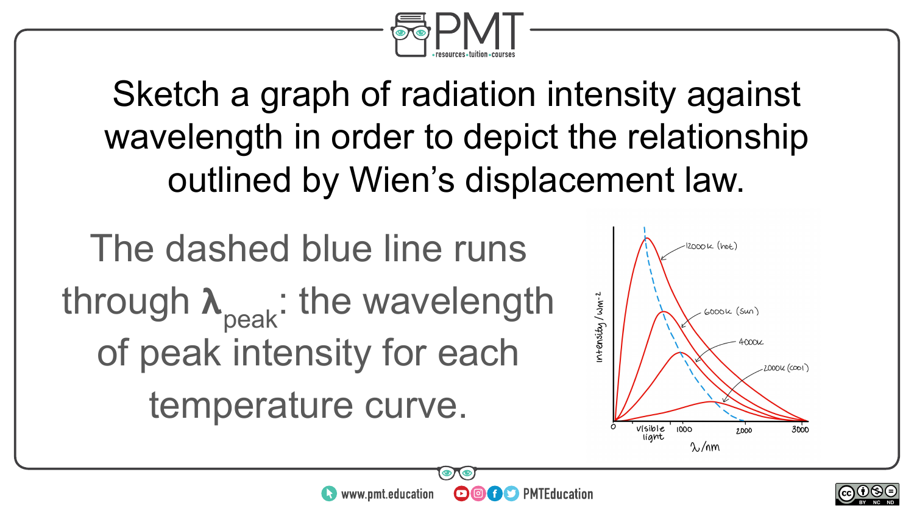Sketch a graph of radiation intensity against wavelength in order to depict the relationship outlined by Wien's displacement law.

The dashed blue line runs through $\lambda_{peak}$: the wavelength of peak intensity for each temperature curve.

12000K (hot)
6000K (sun)
4000K
2000K (cool)
Intensity / Wm$^{-2}$
0
visible light
1000
2000
3000
$\lambda$/nm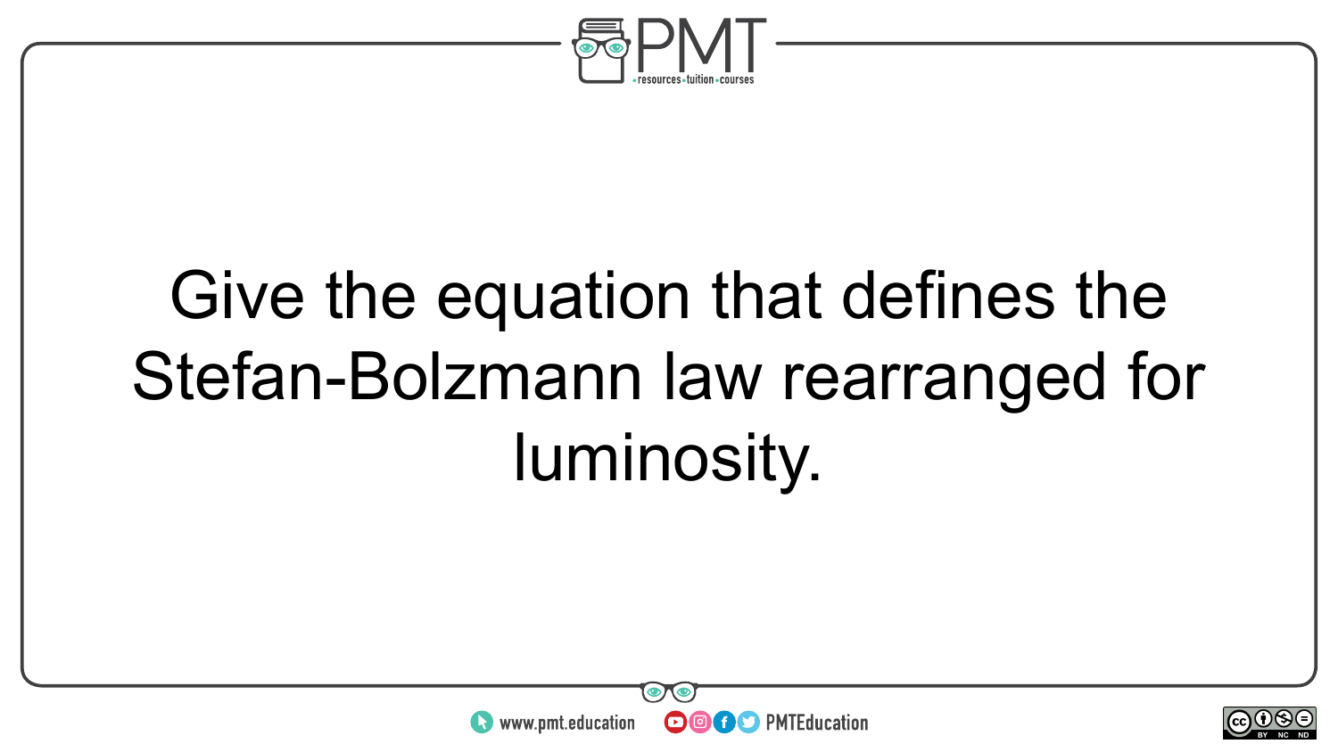Give the equation that defines the Stefan-Bolzmann law rearranged for luminosity.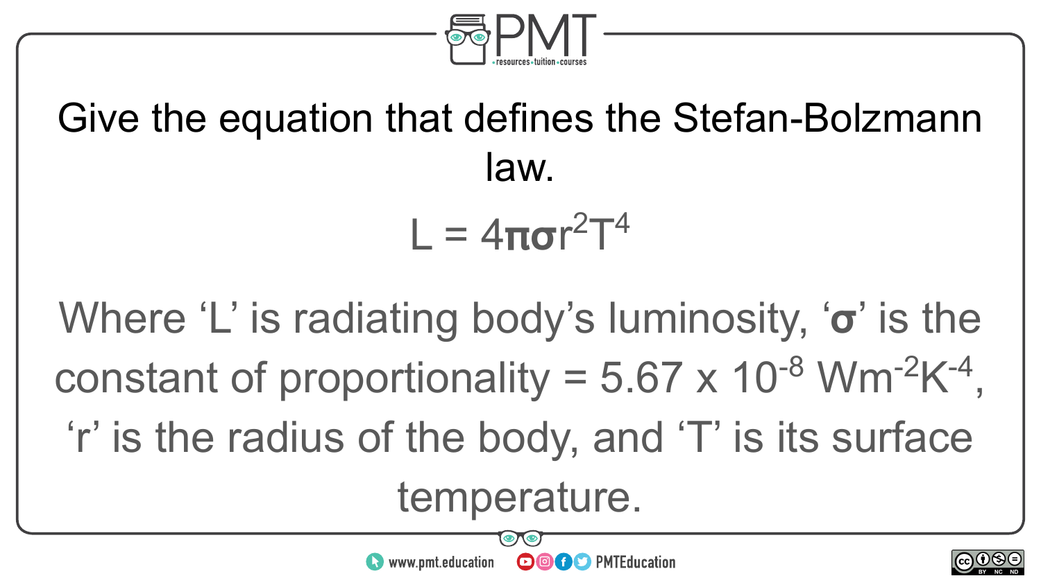Give the equation that defines the Stefan-Bolzmann law.

$$L = 4\pi\sigma r^2 T^4$$

Where 'L' is radiating body's luminosity, '$\sigma$' is the constant of proportionality = $5.67 \times 10^{-8}$ $Wm^{-2}K^{-4}$, 'r' is the radius of the body, and 'T' is its surface temperature.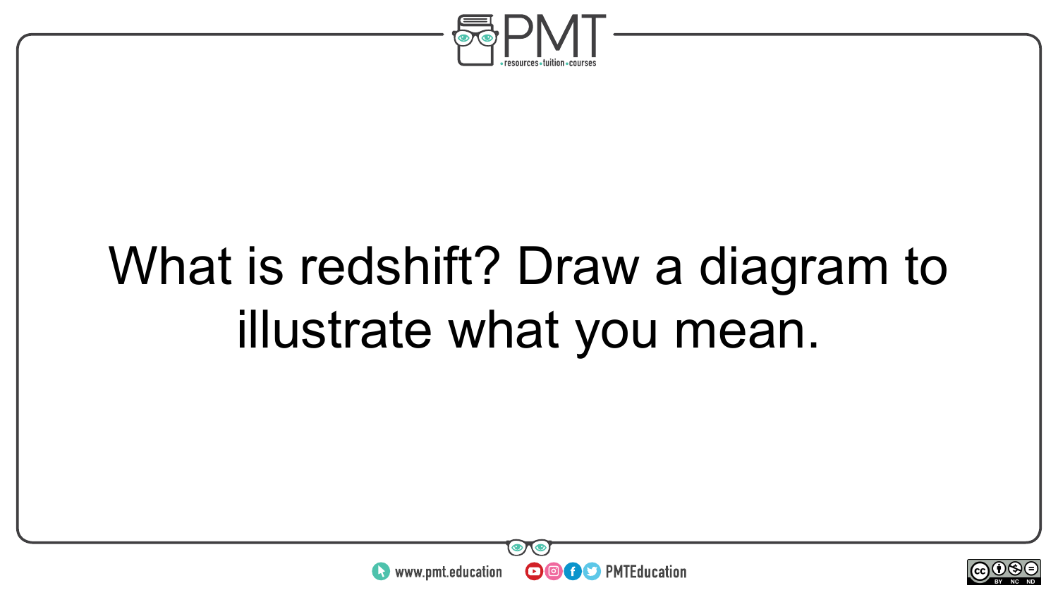What is redshift? Draw a diagram to illustrate what you mean.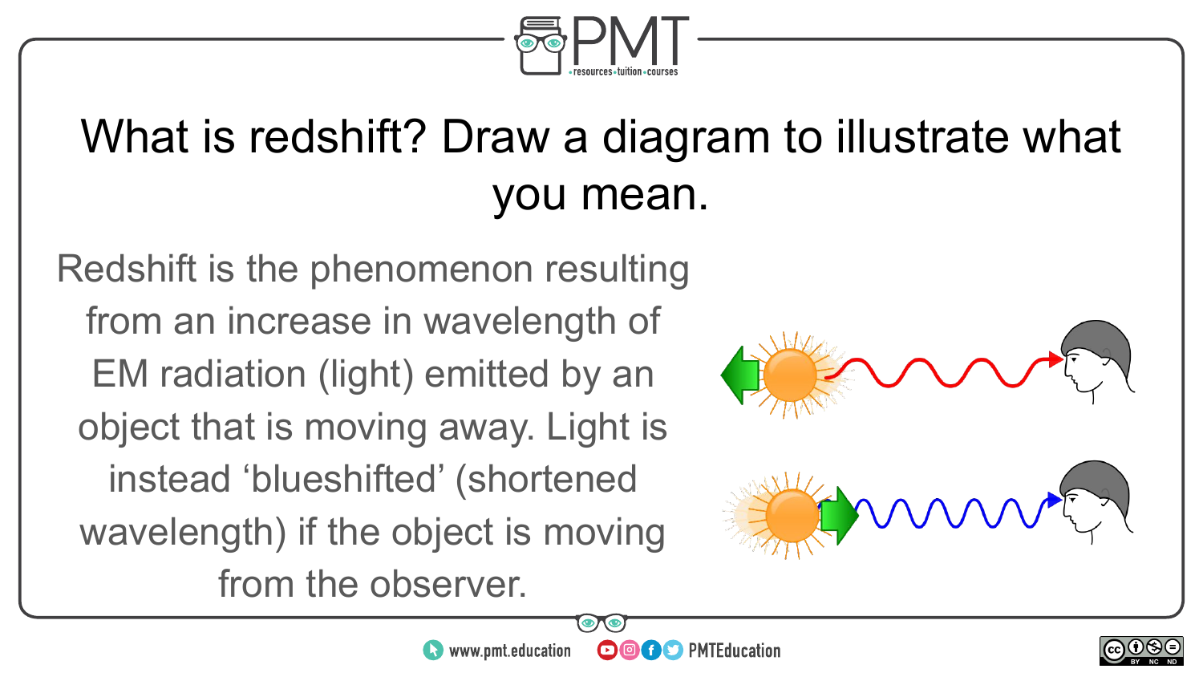# What is redshift? Draw a diagram to illustrate what you mean.

Redshift is the phenomenon resulting from an increase in wavelength of EM radiation (light) emitted by an object that is moving away. Light is instead 'blueshifted' (shortened wavelength) if the object is moving from the observer.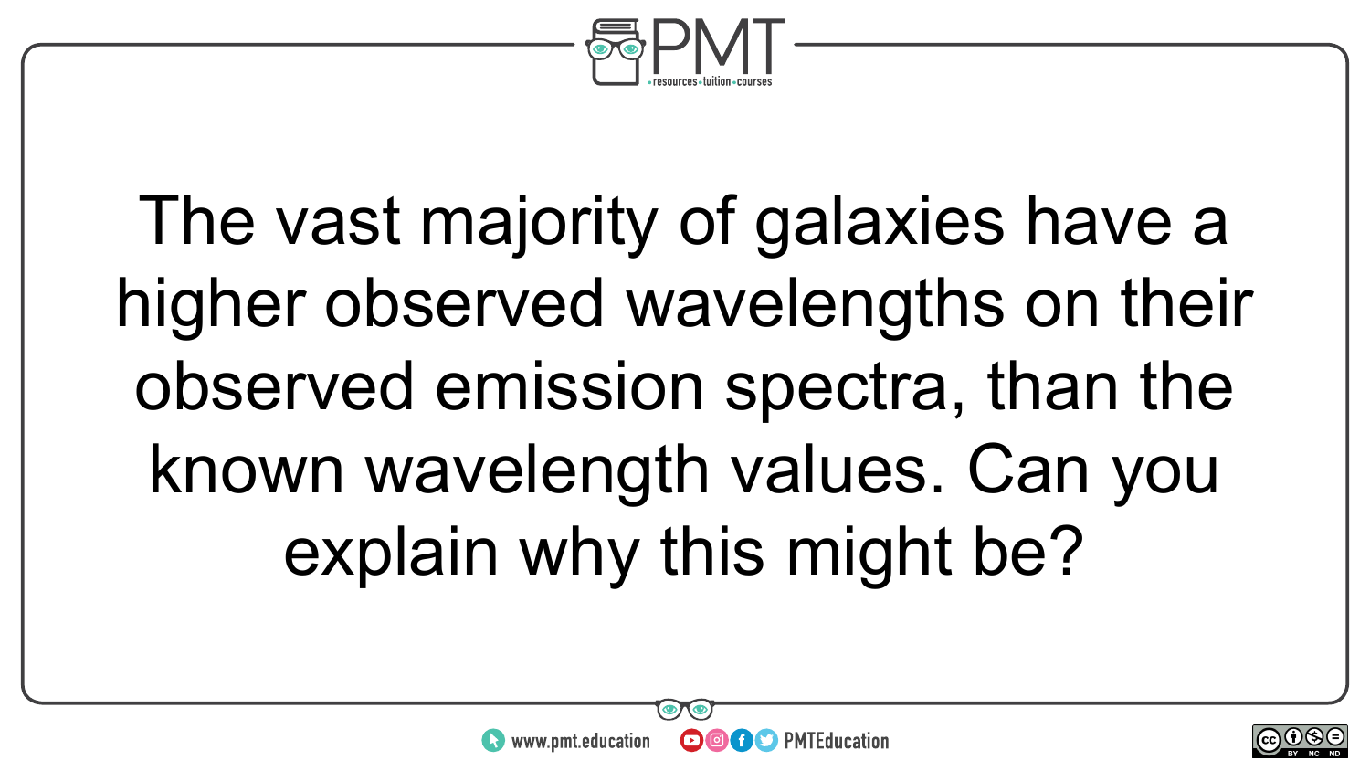The vast majority of galaxies have a higher observed wavelengths on their observed emission spectra, than the known wavelength values. Can you explain why this might be?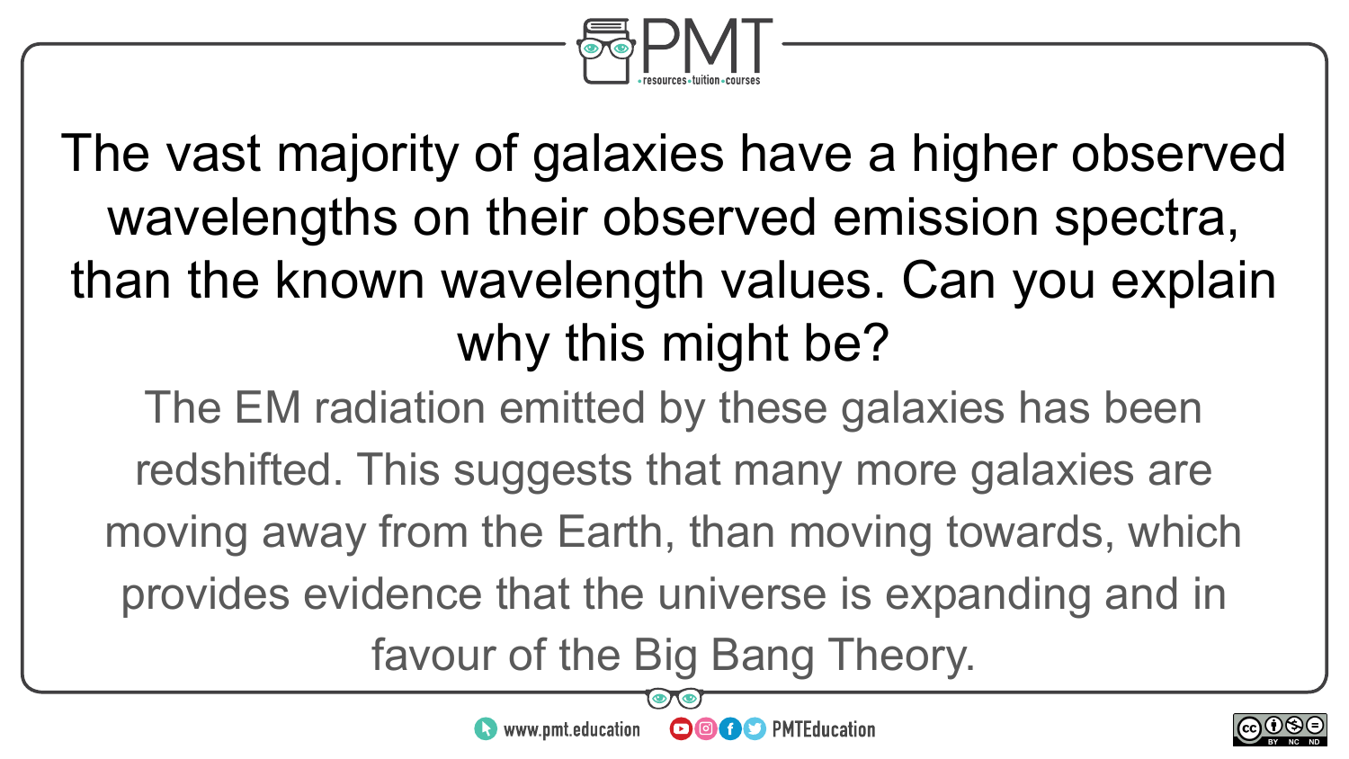The vast majority of galaxies have a higher observed wavelengths on their observed emission spectra, than the known wavelength values. Can you explain why this might be?

The EM radiation emitted by these galaxies has been redshifted. This suggests that many more galaxies are moving away from the Earth, than moving towards, which provides evidence that the universe is expanding and in favour of the Big Bang Theory.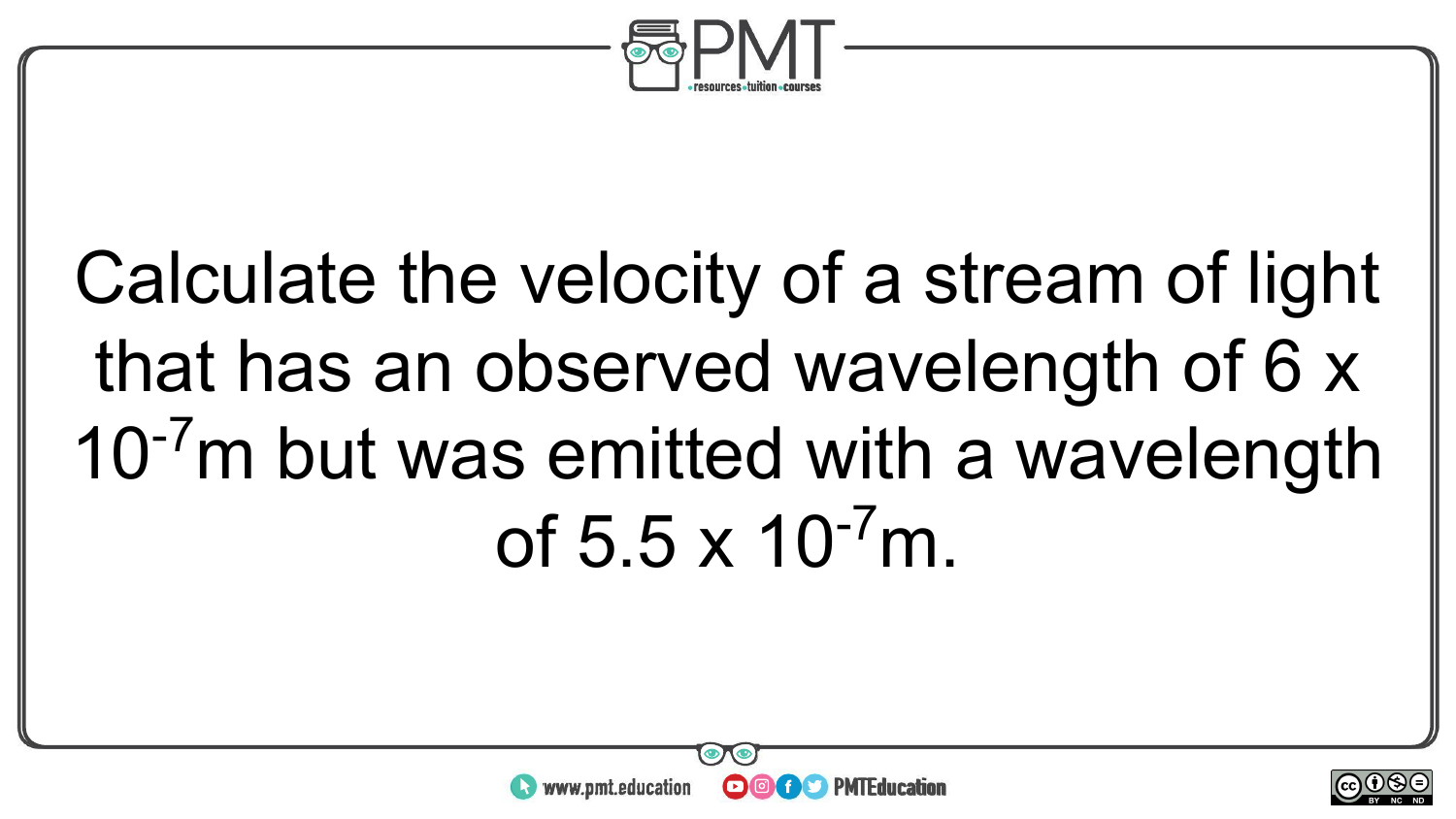Calculate the velocity of a stream of light that has an observed wavelength of $6 \times 10^{-7}$m but was emitted with a wavelength of $5.5 \times 10^{-7}$m.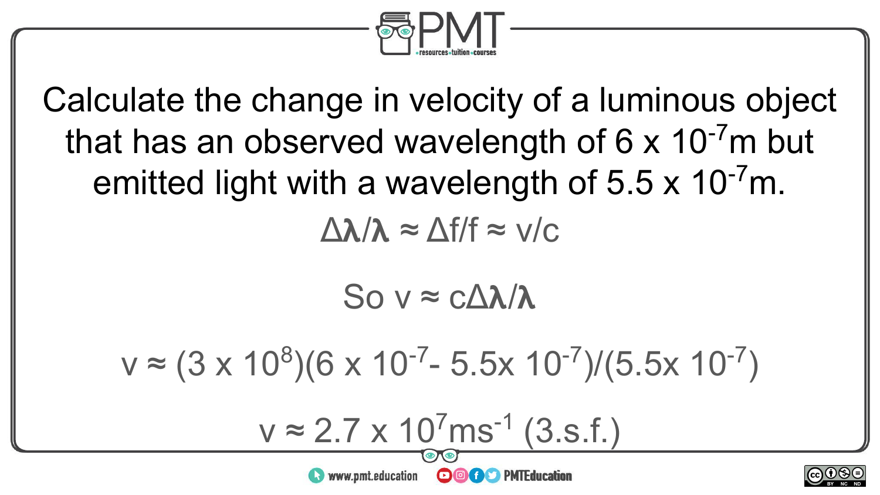Calculate the change in velocity of a luminous object that has an observed wavelength of $6 \times 10^{-7}$m but emitted light with a wavelength of $5.5 \times 10^{-7}$m.

$$\Delta\lambda/\lambda \approx \Delta f/f \approx v/c$$

$$\text{So } v \approx c\Delta\lambda/\lambda$$

$$v \approx (3 \times 10^{8})(6 \times 10^{-7} - 5.5 \times 10^{-7})/(5.5 \times 10^{-7})$$

$$v \approx 2.7 \times 10^{7} \text{ms}^{-1} \text{ (3.s.f.)}$$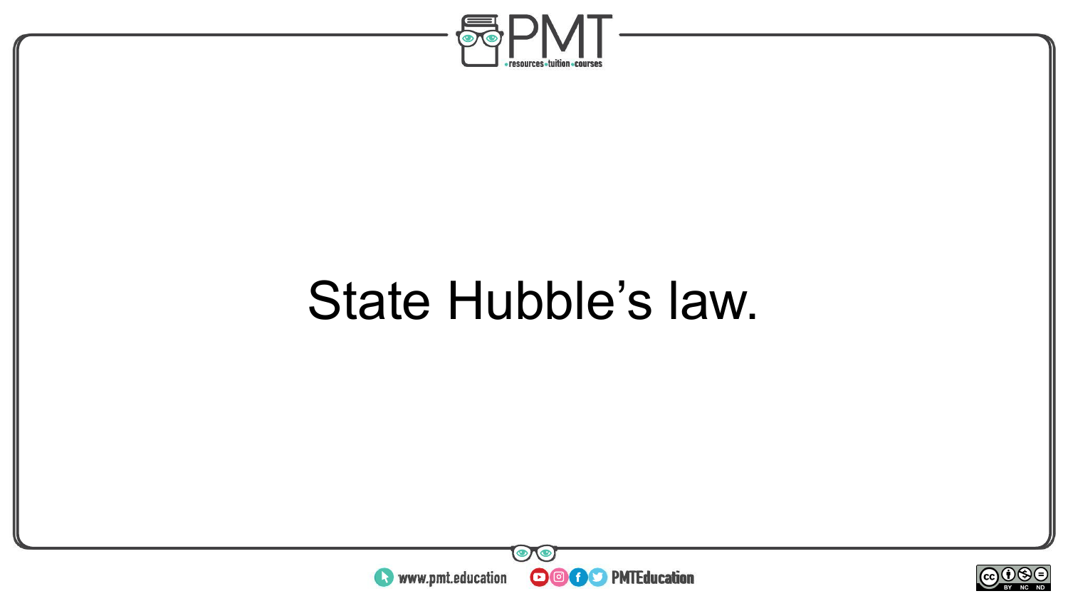State Hubble’s law.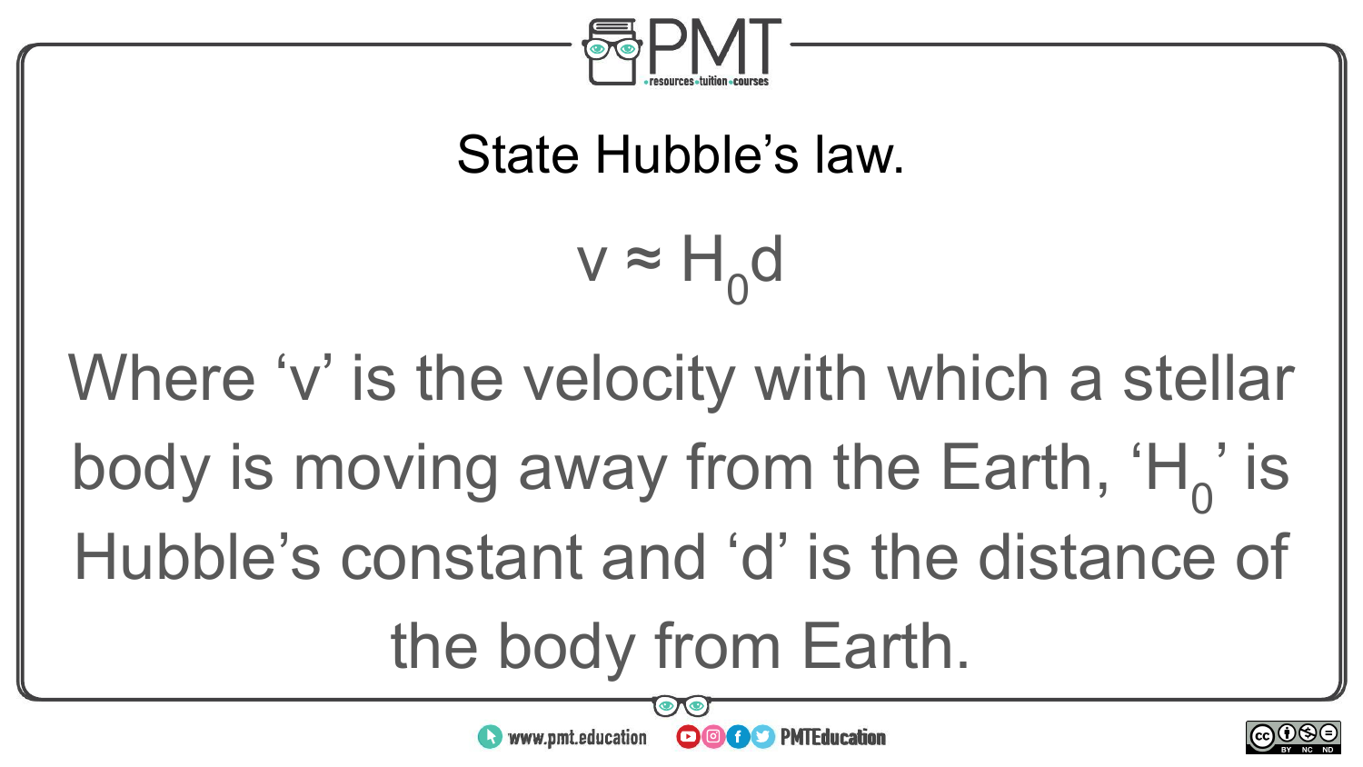State Hubble's law.

$$v \approx H_0 d$$

Where 'v' is the velocity with which a stellar body is moving away from the Earth, '$H_0$' is Hubble's constant and 'd' is the distance of the body from Earth.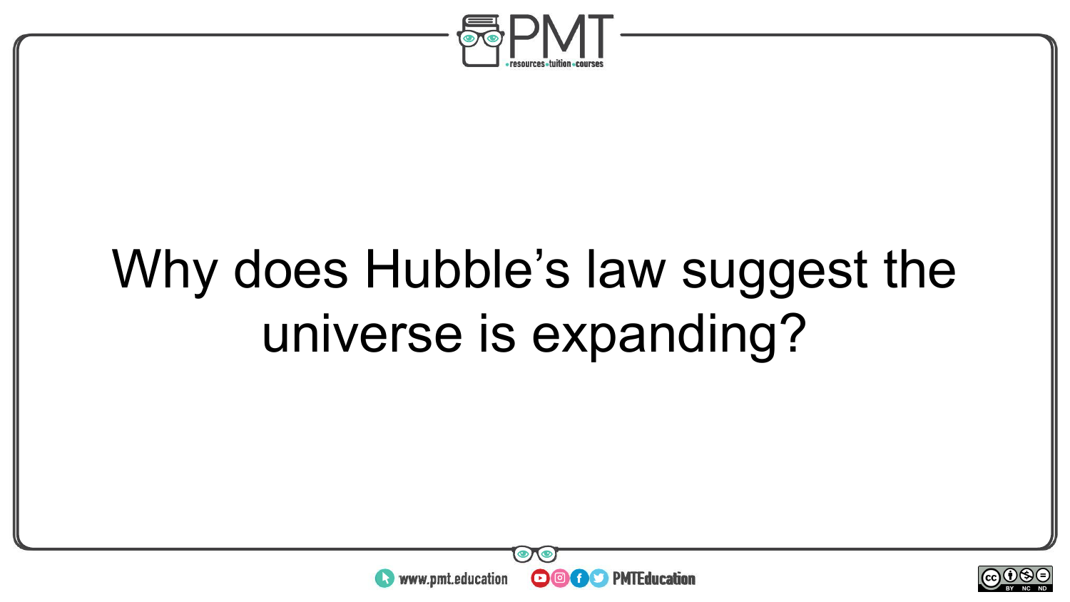Why does Hubble's law suggest the universe is expanding?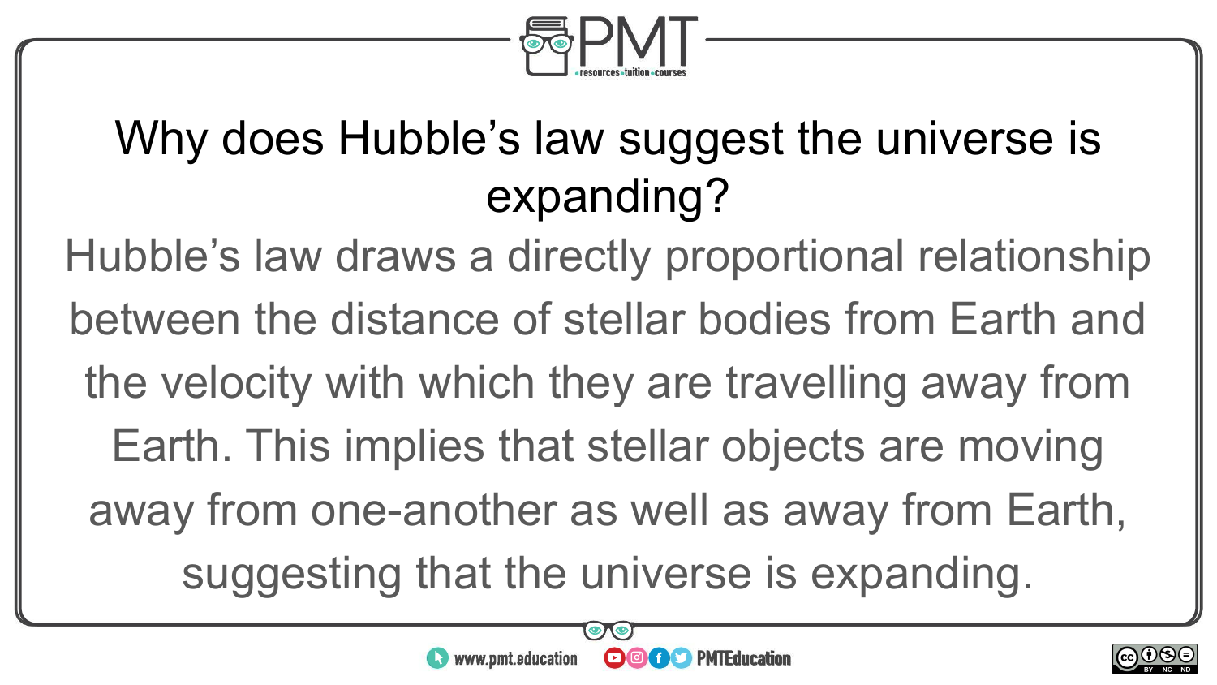## Why does Hubble's law suggest the universe is expanding?

Hubble's law draws a directly proportional relationship between the distance of stellar bodies from Earth and the velocity with which they are travelling away from Earth. This implies that stellar objects are moving away from one-another as well as away from Earth, suggesting that the universe is expanding.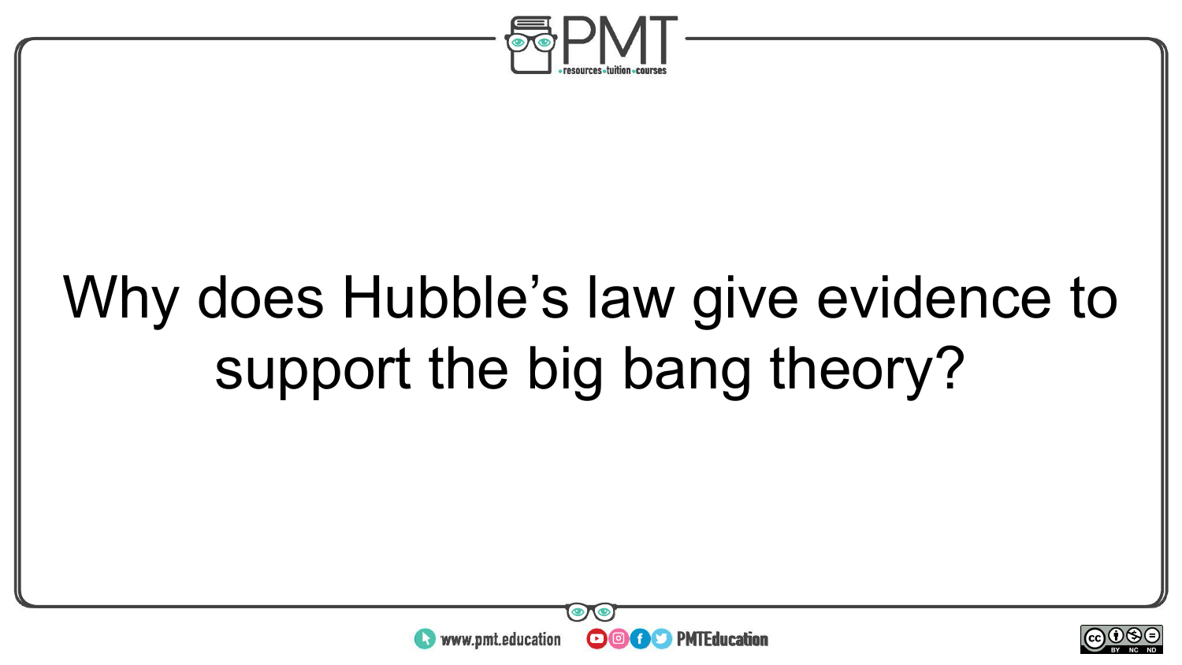Why does Hubble's law give evidence to support the big bang theory?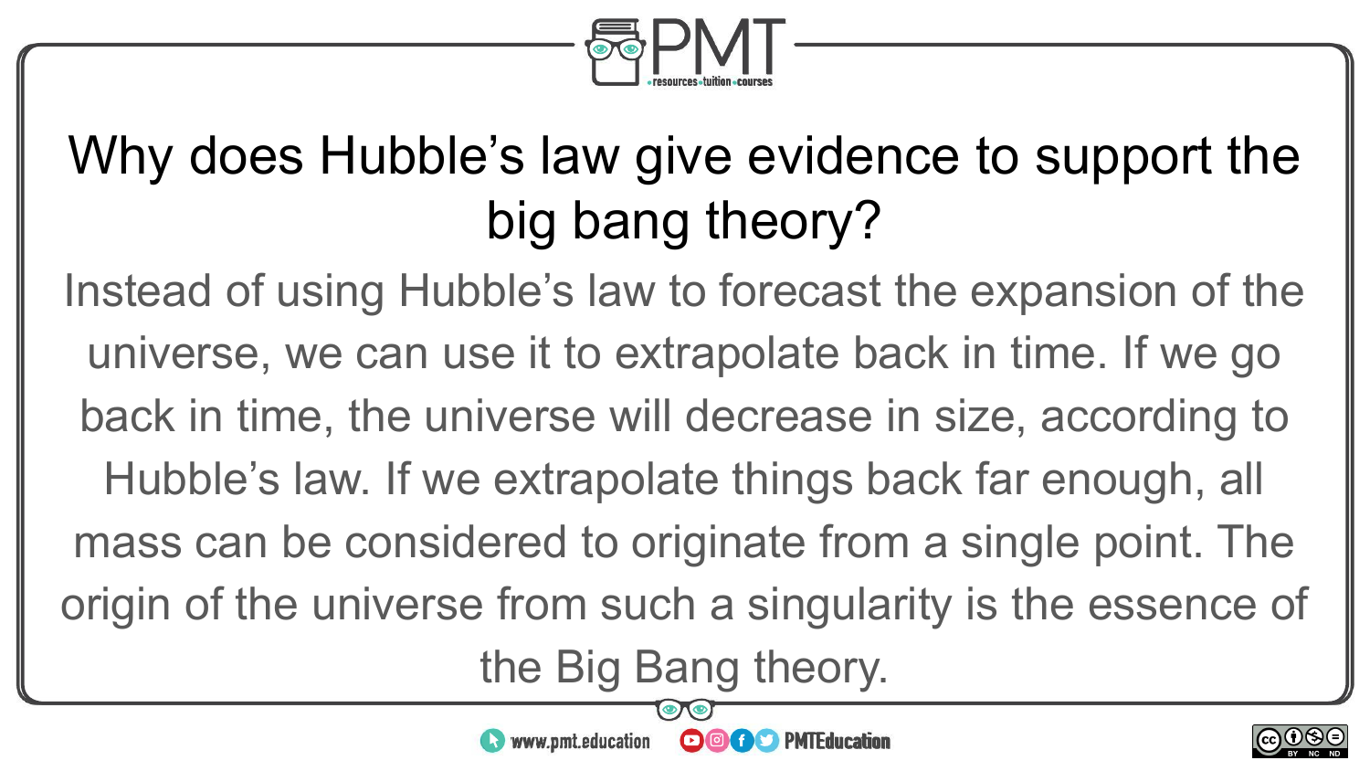# Why does Hubble's law give evidence to support the big bang theory?

Instead of using Hubble's law to forecast the expansion of the universe, we can use it to extrapolate back in time. If we go back in time, the universe will decrease in size, according to Hubble's law. If we extrapolate things back far enough, all mass can be considered to originate from a single point. The origin of the universe from such a singularity is the essence of the Big Bang theory.